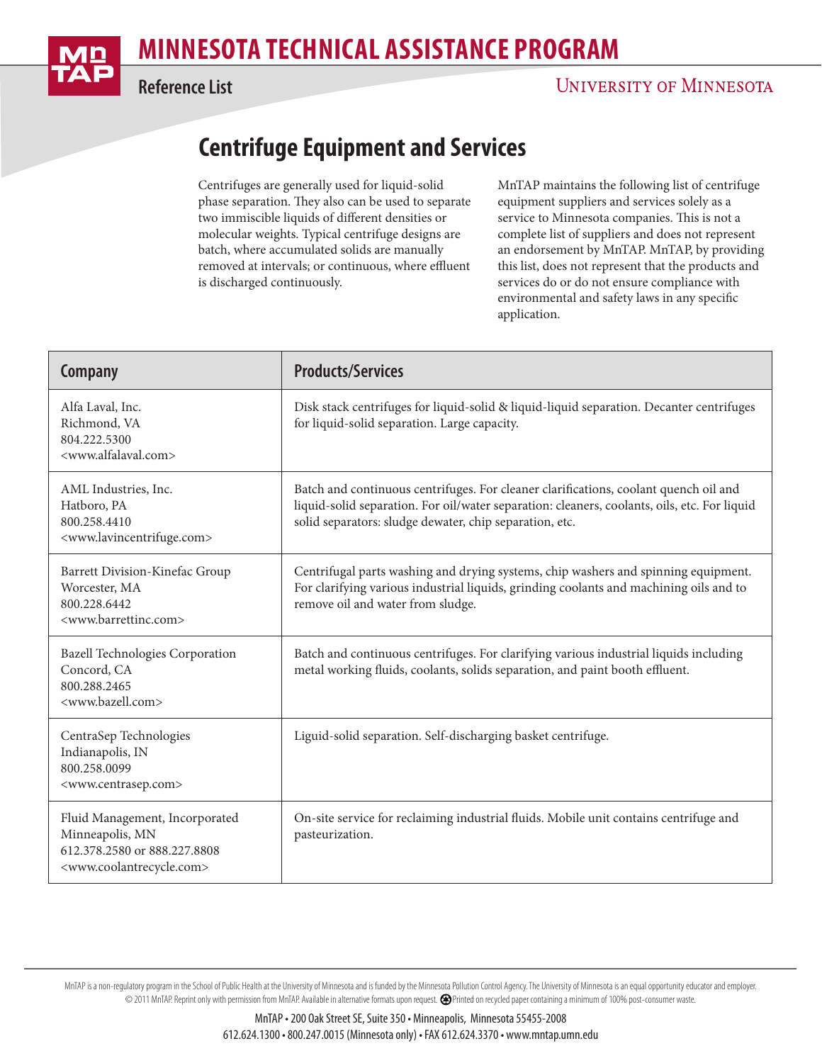# MINNESOTA TECHNICAL ASSISTANCE PROGRAM

**Reference List**

UNIVERSITY OF MINNESOTA

## Centrifuge Equipment and Services

Centrifuges are generally used for liquid-solid phase separation. They also can be used to separate two immiscible liquids of different densities or molecular weights. Typical centrifuge designs are batch, where accumulated solids are manually removed at intervals; or continuous, where effluent is discharged continuously.

MnTAP maintains the following list of centrifuge equipment suppliers and services solely as a service to Minnesota companies. This is not a complete list of suppliers and does not represent an endorsement by MnTAP. MnTAP, by providing this list, does not represent that the products and services do or do not ensure compliance with environmental and safety laws in any specific application.

| Company | Products/Services |
|---|---|
| Alfa Laval, Inc.<br>Richmond, VA<br>804.222.5300<br><www.alfalaval.com> | Disk stack centrifuges for liquid-solid & liquid-liquid separation. Decanter centrifuges for liquid-solid separation. Large capacity. |
| AML Industries, Inc.<br>Hatboro, PA<br>800.258.4410<br><www.lavincentrifuge.com> | Batch and continuous centrifuges. For cleaner clarifications, coolant quench oil and liquid-solid separation. For oil/water separation: cleaners, coolants, oils, etc. For liquid solid separators: sludge dewater, chip separation, etc. |
| Barrett Division-Kinefac Group<br>Worcester, MA<br>800.228.6442<br><www.barrettinc.com> | Centrifugal parts washing and drying systems, chip washers and spinning equipment. For clarifying various industrial liquids, grinding coolants and machining oils and to remove oil and water from sludge. |
| Bazell Technologies Corporation<br>Concord, CA<br>800.288.2465<br><www.bazell.com> | Batch and continuous centrifuges. For clarifying various industrial liquids including metal working fluids, coolants, solids separation, and paint booth effluent. |
| CentraSep Technologies<br>Indianapolis, IN<br>800.258.0099<br><www.centrasep.com> | Liguid-solid separation. Self-discharging basket centrifuge. |
| Fluid Management, Incorporated<br>Minneapolis, MN<br>612.378.2580 or 888.227.8808<br><www.coolantrecycle.com> | On-site service for reclaiming industrial fluids. Mobile unit contains centrifuge and pasteurization. |

MnTAP is a non-regulatory program in the School of Public Health at the University of Minnesota and is funded by the Minnesota Pollution Control Agency. The University of Minnesota is an equal opportunity educator and employer.
© 2011 MnTAP. Reprint only with permission from MnTAP. Available in alternative formats upon request. Printed on recycled paper containing a minimum of 100% post-consumer waste.

MnTAP • 200 Oak Street SE, Suite 350 • Minneapolis, Minnesota 55455-2008
612.624.1300 • 800.247.0015 (Minnesota only) • FAX 612.624.3370 • www.mntap.umn.edu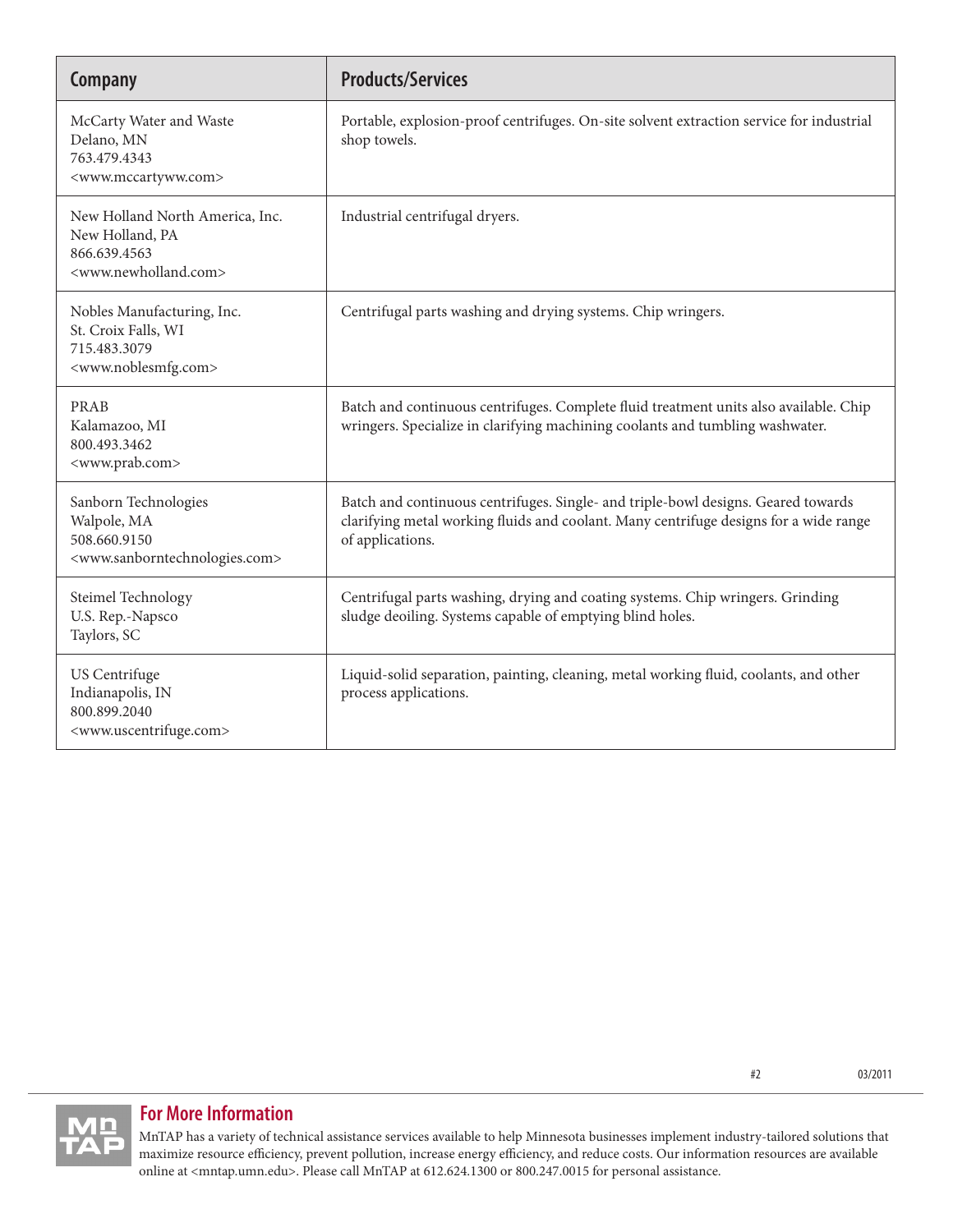| Company | Products/Services |
| --- | --- |
| McCarty Water and Waste<br>Delano, MN<br>763.479.4343<br><www.mccartyww.com> | Portable, explosion-proof centrifuges. On-site solvent extraction service for industrial shop towels. |
| New Holland North America, Inc.<br>New Holland, PA<br>866.639.4563<br><www.newholland.com> | Industrial centrifugal dryers. |
| Nobles Manufacturing, Inc.<br>St. Croix Falls, WI<br>715.483.3079<br><www.noblesmfg.com> | Centrifugal parts washing and drying systems. Chip wringers. |
| PRAB<br>Kalamazoo, MI<br>800.493.3462<br><www.prab.com> | Batch and continuous centrifuges. Complete fluid treatment units also available. Chip wringers. Specialize in clarifying machining coolants and tumbling washwater. |
| Sanborn Technologies<br>Walpole, MA<br>508.660.9150<br><www.sanborntechnologies.com> | Batch and continuous centrifuges. Single- and triple-bowl designs. Geared towards clarifying metal working fluids and coolant. Many centrifuge designs for a wide range of applications. |
| Steimel Technology<br>U.S. Rep.-Napsco<br>Taylors, SC | Centrifugal parts washing, drying and coating systems. Chip wringers. Grinding sludge deoiling. Systems capable of emptying blind holes. |
| US Centrifuge<br>Indianapolis, IN<br>800.899.2040<br><www.uscentrifuge.com> | Liquid-solid separation, painting, cleaning, metal working fluid, coolants, and other process applications. |

#2 03/2011

## For More Information

MnTAP has a variety of technical assistance services available to help Minnesota businesses implement industry-tailored solutions that maximize resource efficiency, prevent pollution, increase energy efficiency, and reduce costs. Our information resources are available online at <mntap.umn.edu>. Please call MnTAP at 612.624.1300 or 800.247.0015 for personal assistance.